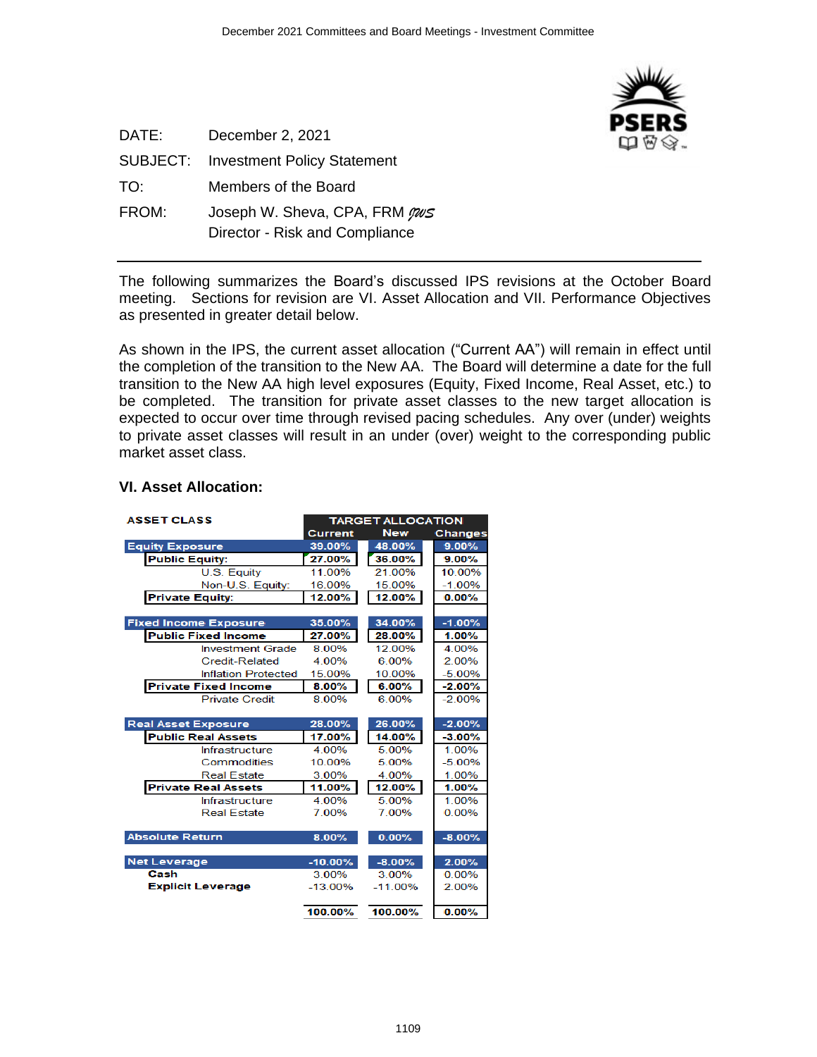| | |
|---|---|
| DATE: | December 2, 2021 |
| SUBJECT: | Investment Policy Statement |
| TO: | Members of the Board |
| FROM: | Joseph W. Sheva, CPA, FRM *JWS*<br>Director - Risk and Compliance |

The following summarizes the Board's discussed IPS revisions at the October Board meeting. Sections for revision are VI. Asset Allocation and VII. Performance Objectives as presented in greater detail below.

As shown in the IPS, the current asset allocation ("Current AA") will remain in effect until the completion of the transition to the New AA. The Board will determine a date for the full transition to the New AA high level exposures (Equity, Fixed Income, Real Asset, etc.) to be completed. The transition for private asset classes to the new target allocation is expected to occur over time through revised pacing schedules. Any over (under) weights to private asset classes will result in an under (over) weight to the corresponding public market asset class.

## VI. Asset Allocation:

| ASSET CLASS | TARGET ALLOCATION | | |
|---|---|---|---|
| | Current | New | Changes |
| **Equity Exposure** | **39.00%** | **48.00%** | **9.00%** |
| **Public Equity:** | **27.00%** | **36.00%** | **9.00%** |
| U.S. Equity | 11.00% | 21.00% | 10.00% |
| Non-U.S. Equity: | 16.00% | 15.00% | -1.00% |
| **Private Equity:** | **12.00%** | **12.00%** | **0.00%** |
| | | | |
| **Fixed Income Exposure** | **35.00%** | **34.00%** | **-1.00%** |
| **Public Fixed Income** | **27.00%** | **28.00%** | **1.00%** |
| Investment Grade | 8.00% | 12.00% | 4.00% |
| Credit-Related | 4.00% | 6.00% | 2.00% |
| Inflation Protected | 15.00% | 10.00% | -5.00% |
| **Private Fixed Income** | **8.00%** | **6.00%** | **-2.00%** |
| Private Credit | 8.00% | 6.00% | -2.00% |
| | | | |
| **Real Asset Exposure** | **28.00%** | **26.00%** | **-2.00%** |
| **Public Real Assets** | **17.00%** | **14.00%** | **-3.00%** |
| Infrastructure | 4.00% | 5.00% | 1.00% |
| Commodities | 10.00% | 5.00% | -5.00% |
| Real Estate | 3.00% | 4.00% | 1.00% |
| **Private Real Assets** | **11.00%** | **12.00%** | **1.00%** |
| Infrastructure | 4.00% | 5.00% | 1.00% |
| Real Estate | 7.00% | 7.00% | 0.00% |
| | | | |
| **Absolute Return** | **8.00%** | **0.00%** | **-8.00%** |
| | | | |
| **Net Leverage** | **-10.00%** | **-8.00%** | **2.00%** |
| **Cash** | 3.00% | 3.00% | 0.00% |
| **Explicit Leverage** | -13.00% | -11.00% | 2.00% |
| | | | |
| | **100.00%** | **100.00%** | **0.00%** |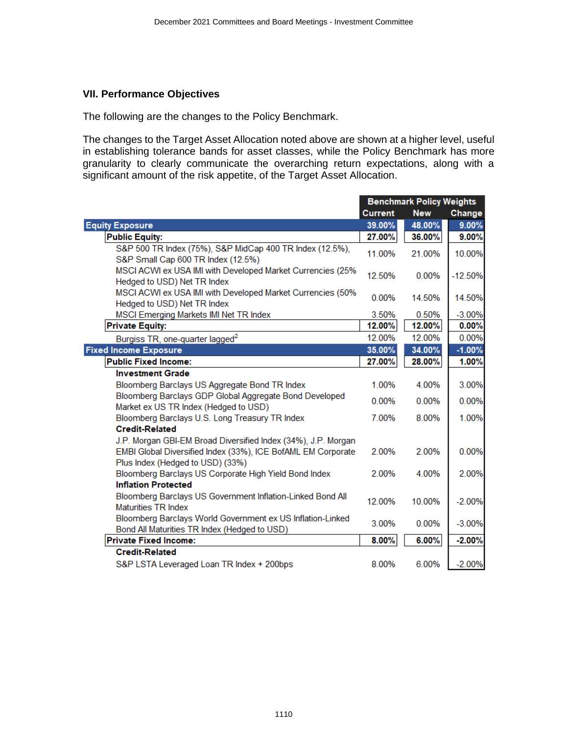## VII. Performance Objectives

The following are the changes to the Policy Benchmark.

The changes to the Target Asset Allocation noted above are shown at a higher level, useful in establishing tolerance bands for asset classes, while the Policy Benchmark has more granularity to clearly communicate the overarching return expectations, along with a significant amount of the risk appetite, of the Target Asset Allocation.

| | Benchmark Policy Weights | | |
|---|---|---|---|
| | **Current** | **New** | **Change** |
| **Equity Exposure** | **39.00%** | **48.00%** | **9.00%** |
| **Public Equity:** | **27.00%** | **36.00%** | **9.00%** |
| S&P 500 TR Index (75%), S&P MidCap 400 TR Index (12.5%), S&P Small Cap 600 TR Index (12.5%) | 11.00% | 21.00% | 10.00% |
| MSCI ACWI ex USA IMI with Developed Market Currencies (25% Hedged to USD) Net TR Index | 12.50% | 0.00% | -12.50% |
| MSCI ACWI ex USA IMI with Developed Market Currencies (50% Hedged to USD) Net TR Index | 0.00% | 14.50% | 14.50% |
| MSCI Emerging Markets IMI Net TR Index | 3.50% | 0.50% | -3.00% |
| **Private Equity:** | **12.00%** | **12.00%** | **0.00%** |
| Burgiss TR, one-quarter lagged[2] | 12.00% | 12.00% | 0.00% |
| **Fixed Income Exposure** | **35.00%** | **34.00%** | **-1.00%** |
| **Public Fixed Income:** | **27.00%** | **28.00%** | **1.00%** |
| **Investment Grade** | | | |
| Bloomberg Barclays US Aggregate Bond TR Index | 1.00% | 4.00% | 3.00% |
| Bloomberg Barclays GDP Global Aggregate Bond Developed Market ex US TR Index (Hedged to USD) | 0.00% | 0.00% | 0.00% |
| Bloomberg Barclays U.S. Long Treasury TR Index | 7.00% | 8.00% | 1.00% |
| **Credit-Related** | | | |
| J.P. Morgan GBI-EM Broad Diversified Index (34%), J.P. Morgan EMBI Global Diversified Index (33%), ICE BofAML EM Corporate Plus Index (Hedged to USD) (33%) | 2.00% | 2.00% | 0.00% |
| Bloomberg Barclays US Corporate High Yield Bond Index | 2.00% | 4.00% | 2.00% |
| **Inflation Protected** | | | |
| Bloomberg Barclays US Government Inflation-Linked Bond All Maturities TR Index | 12.00% | 10.00% | -2.00% |
| Bloomberg Barclays World Government ex US Inflation-Linked Bond All Maturities TR Index (Hedged to USD) | 3.00% | 0.00% | -3.00% |
| **Private Fixed Income:** | **8.00%** | **6.00%** | **-2.00%** |
| **Credit-Related** | | | |
| S&P LSTA Leveraged Loan TR Index + 200bps | 8.00% | 6.00% | -2.00% |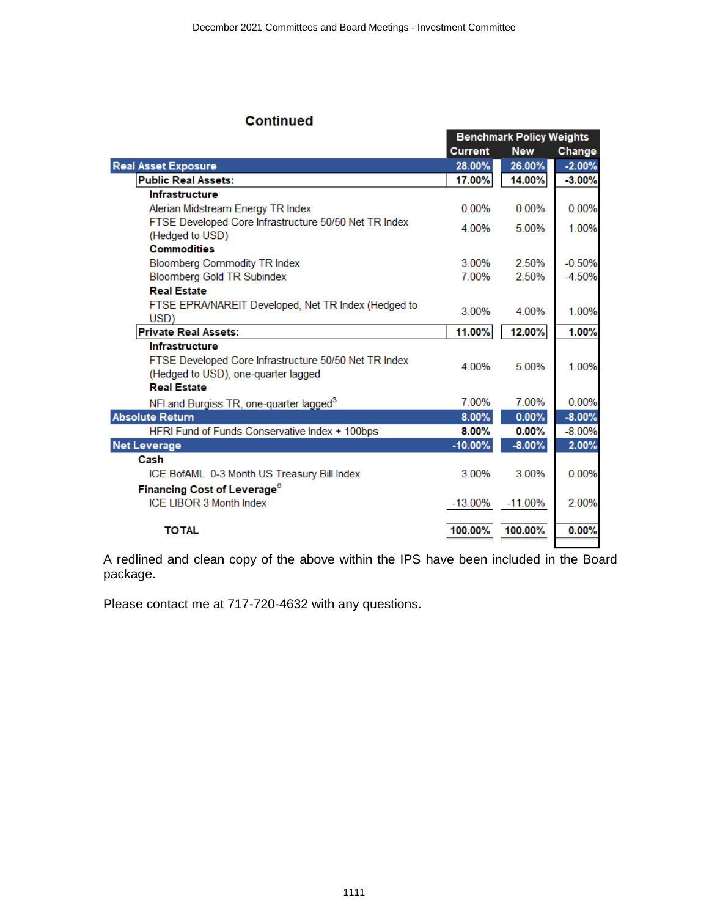## Continued

| | Benchmark Policy Weights | | |
|---|---|---|---|
| | Current | New | Change |
| **Real Asset Exposure** | **28.00%** | **26.00%** | **-2.00%** |
| **Public Real Assets:** | **17.00%** | **14.00%** | **-3.00%** |
| **Infrastructure** | | | |
| Alerian Midstream Energy TR Index | 0.00% | 0.00% | 0.00% |
| FTSE Developed Core Infrastructure 50/50 Net TR Index (Hedged to USD) | 4.00% | 5.00% | 1.00% |
| **Commodities** | | | |
| Bloomberg Commodity TR Index | 3.00% | 2.50% | -0.50% |
| Bloomberg Gold TR Subindex | 7.00% | 2.50% | -4.50% |
| **Real Estate** | | | |
| FTSE EPRA/NAREIT Developed, Net TR Index (Hedged to USD) | 3.00% | 4.00% | 1.00% |
| **Private Real Assets:** | **11.00%** | **12.00%** | **1.00%** |
| **Infrastructure** | | | |
| FTSE Developed Core Infrastructure 50/50 Net TR Index (Hedged to USD), one-quarter lagged | 4.00% | 5.00% | 1.00% |
| **Real Estate** | | | |
| NFI and Burgiss TR, one-quarter lagged[3] | 7.00% | 7.00% | 0.00% |
| **Absolute Return** | **8.00%** | **0.00%** | **-8.00%** |
| HFRI Fund of Funds Conservative Index + 100bps | **8.00%** | **0.00%** | -8.00% |
| **Net Leverage** | **-10.00%** | **-8.00%** | **2.00%** |
| **Cash** | | | |
| ICE BofAML 0-3 Month US Treasury Bill Index | 3.00% | 3.00% | 0.00% |
| **Financing Cost of Leverage**[6] | | | |
| ICE LIBOR 3 Month Index | -13.00% | -11.00% | 2.00% |
| **TOTAL** | **100.00%** | **100.00%** | **0.00%** |

A redlined and clean copy of the above within the IPS have been included in the Board package.

Please contact me at 717-720-4632 with any questions.